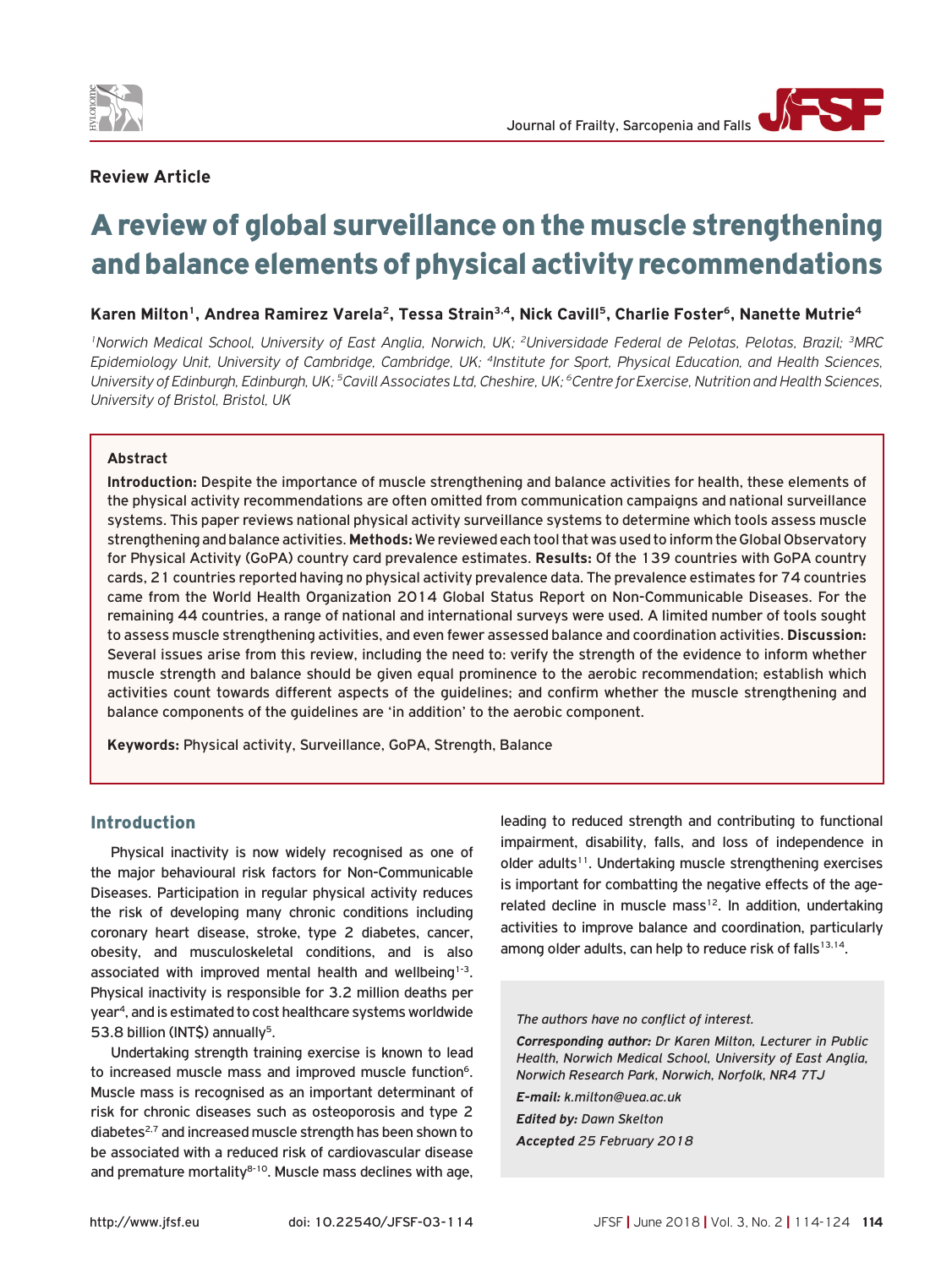**Review Article**

# A review of global surveillance on the muscle strengthening and balance elements of physical activity recommendations

**Karen Milton[1], Andrea Ramirez Varela[2], Tessa Strain[3,4], Nick Cavill[5], Charlie Foster[6], Nanette Mutrie[4]**

*[1]Norwich Medical School, University of East Anglia, Norwich, UK; [2]Universidade Federal de Pelotas, Pelotas, Brazil; [3]MRC Epidemiology Unit, University of Cambridge, Cambridge, UK; [4]Institute for Sport, Physical Education, and Health Sciences, University of Edinburgh, Edinburgh, UK; [5]Cavill Associates Ltd, Cheshire, UK; [6]Centre for Exercise, Nutrition and Health Sciences, University of Bristol, Bristol, UK*

**Abstract**

**Introduction:** Despite the importance of muscle strengthening and balance activities for health, these elements of the physical activity recommendations are often omitted from communication campaigns and national surveillance systems. This paper reviews national physical activity surveillance systems to determine which tools assess muscle strengthening and balance activities. **Methods:** We reviewed each tool that was used to inform the Global Observatory for Physical Activity (GoPA) country card prevalence estimates. **Results:** Of the 139 countries with GoPA country cards, 21 countries reported having no physical activity prevalence data. The prevalence estimates for 74 countries came from the World Health Organization 2014 Global Status Report on Non-Communicable Diseases. For the remaining 44 countries, a range of national and international surveys were used. A limited number of tools sought to assess muscle strengthening activities, and even fewer assessed balance and coordination activities. **Discussion:** Several issues arise from this review, including the need to: verify the strength of the evidence to inform whether muscle strength and balance should be given equal prominence to the aerobic recommendation; establish which activities count towards different aspects of the guidelines; and confirm whether the muscle strengthening and balance components of the guidelines are 'in addition' to the aerobic component.

**Keywords:** Physical activity, Surveillance, GoPA, Strength, Balance

## Introduction

Physical inactivity is now widely recognised as one of the major behavioural risk factors for Non-Communicable Diseases. Participation in regular physical activity reduces the risk of developing many chronic conditions including coronary heart disease, stroke, type 2 diabetes, cancer, obesity, and musculoskeletal conditions, and is also associated with improved mental health and wellbeing[1-3]. Physical inactivity is responsible for 3.2 million deaths per year[4], and is estimated to cost healthcare systems worldwide 53.8 billion (INT$) annually[5].

Undertaking strength training exercise is known to lead to increased muscle mass and improved muscle function[6]. Muscle mass is recognised as an important determinant of risk for chronic diseases such as osteoporosis and type 2 diabetes[2,7] and increased muscle strength has been shown to be associated with a reduced risk of cardiovascular disease and premature mortality[8-10]. Muscle mass declines with age, leading to reduced strength and contributing to functional impairment, disability, falls, and loss of independence in older adults[11]. Undertaking muscle strengthening exercises is important for combatting the negative effects of the age-related decline in muscle mass[12]. In addition, undertaking activities to improve balance and coordination, particularly among older adults, can help to reduce risk of falls[13,14].

*The authors have no conflict of interest.*

***Corresponding author:** Dr Karen Milton, Lecturer in Public Health, Norwich Medical School, University of East Anglia, Norwich Research Park, Norwich, Norfolk, NR4 7TJ*

***E-mail:** k.milton@uea.ac.uk*

***Edited by:** Dawn Skelton*

***Accepted** 25 February 2018*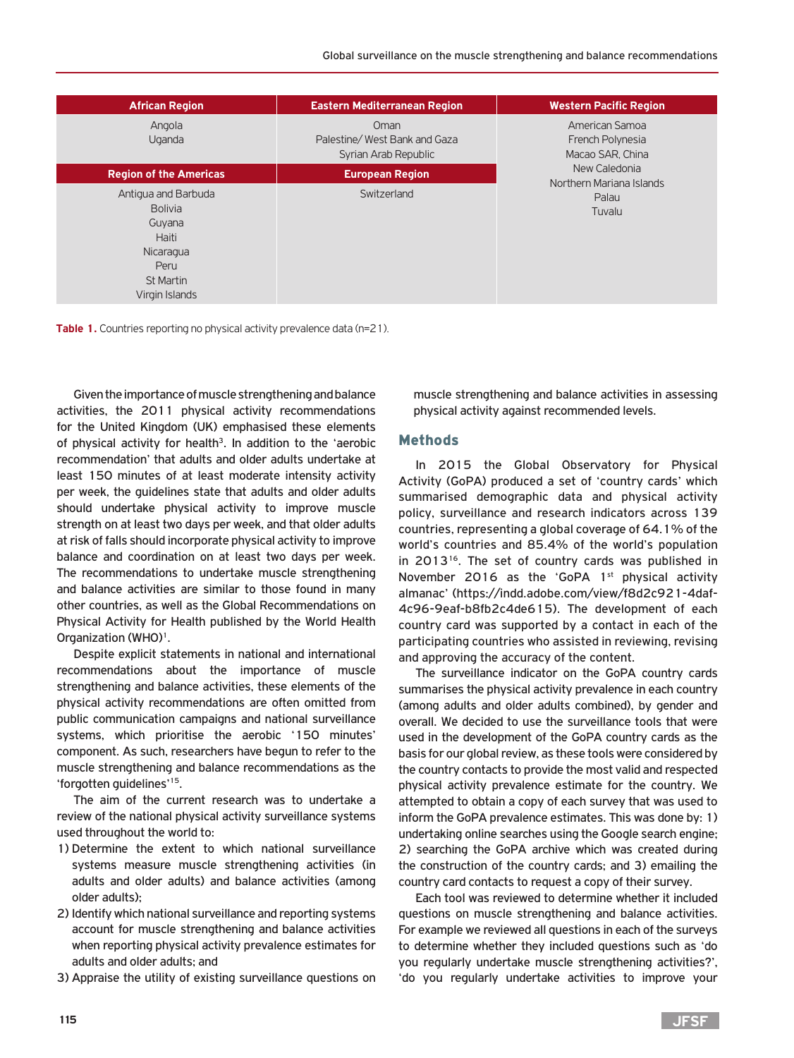| African Region | Eastern Mediterranean Region | Western Pacific Region |
|---|---|---|
| Angola<br>Uganda | Oman<br>Palestine/ West Bank and Gaza<br>Syrian Arab Republic | American Samoa<br>French Polynesia<br>Macao SAR, China<br>New Caledonia<br>Northern Mariana Islands<br>Palau<br>Tuvalu |
| **Region of the Americas** | **European Region** | |
| Antigua and Barbuda<br>Bolivia<br>Guyana<br>Haiti<br>Nicaragua<br>Peru<br>St Martin<br>Virgin Islands | Switzerland | |

**Table 1.** Countries reporting no physical activity prevalence data (n=21).

Given the importance of muscle strengthening and balance activities, the 2011 physical activity recommendations for the United Kingdom (UK) emphasised these elements of physical activity for health[3]. In addition to the 'aerobic recommendation' that adults and older adults undertake at least 150 minutes of at least moderate intensity activity per week, the guidelines state that adults and older adults should undertake physical activity to improve muscle strength on at least two days per week, and that older adults at risk of falls should incorporate physical activity to improve balance and coordination on at least two days per week. The recommendations to undertake muscle strengthening and balance activities are similar to those found in many other countries, as well as the Global Recommendations on Physical Activity for Health published by the World Health Organization (WHO)[1].

Despite explicit statements in national and international recommendations about the importance of muscle strengthening and balance activities, these elements of the physical activity recommendations are often omitted from public communication campaigns and national surveillance systems, which prioritise the aerobic '150 minutes' component. As such, researchers have begun to refer to the muscle strengthening and balance recommendations as the 'forgotten guidelines'[15].

The aim of the current research was to undertake a review of the national physical activity surveillance systems used throughout the world to:

1) Determine the extent to which national surveillance systems measure muscle strengthening activities (in adults and older adults) and balance activities (among older adults);
2) Identify which national surveillance and reporting systems account for muscle strengthening and balance activities when reporting physical activity prevalence estimates for adults and older adults; and
3) Appraise the utility of existing surveillance questions on muscle strengthening and balance activities in assessing physical activity against recommended levels.

## Methods

In 2015 the Global Observatory for Physical Activity (GoPA) produced a set of 'country cards' which summarised demographic data and physical activity policy, surveillance and research indicators across 139 countries, representing a global coverage of 64.1% of the world's countries and 85.4% of the world's population in 2013[16]. The set of country cards was published in November 2016 as the 'GoPA 1st physical activity almanac' (https://indd.adobe.com/view/f8d2c921-4daf-4c96-9eaf-b8fb2c4de615). The development of each country card was supported by a contact in each of the participating countries who assisted in reviewing, revising and approving the accuracy of the content.

The surveillance indicator on the GoPA country cards summarises the physical activity prevalence in each country (among adults and older adults combined), by gender and overall. We decided to use the surveillance tools that were used in the development of the GoPA country cards as the basis for our global review, as these tools were considered by the country contacts to provide the most valid and respected physical activity prevalence estimate for the country. We attempted to obtain a copy of each survey that was used to inform the GoPA prevalence estimates. This was done by: 1) undertaking online searches using the Google search engine; 2) searching the GoPA archive which was created during the construction of the country cards; and 3) emailing the country card contacts to request a copy of their survey.

Each tool was reviewed to determine whether it included questions on muscle strengthening and balance activities. For example we reviewed all questions in each of the surveys to determine whether they included questions such as 'do you regularly undertake muscle strengthening activities?', 'do you regularly undertake activities to improve your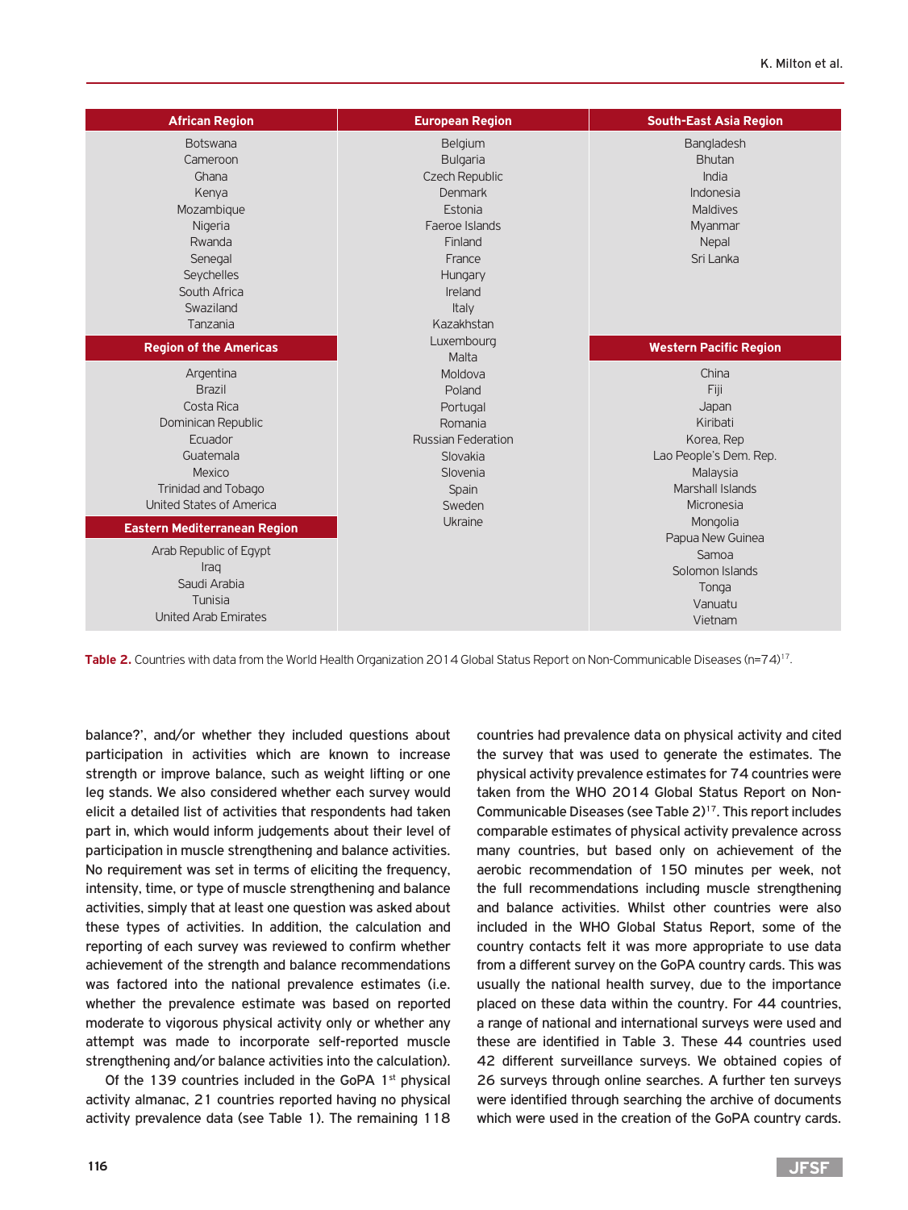| African Region | Region of the Americas | Eastern Mediterranean Region | European Region | South-East Asia Region | Western Pacific Region |
|---|---|---|---|---|---|
| Botswana | Argentina | Arab Republic of Egypt | Belgium | Bangladesh | China |
| Cameroon | Brazil | Iraq | Bulgaria | Bhutan | Fiji |
| Ghana | Costa Rica | Saudi Arabia | Czech Republic | India | Japan |
| Kenya | Dominican Republic | Tunisia | Denmark | Indonesia | Kiribati |
| Mozambique | Ecuador | United Arab Emirates | Estonia | Maldives | Korea, Rep |
| Nigeria | Guatemala | | Faeroe Islands | Myanmar | Lao People's Dem. Rep. |
| Rwanda | Mexico | | Finland | Nepal | Malaysia |
| Senegal | Trinidad and Tobago | | France | Sri Lanka | Marshall Islands |
| Seychelles | United States of America | | Hungary | | Micronesia |
| South Africa | | | Ireland | | Mongolia |
| Swaziland | | | Italy | | Papua New Guinea |
| Tanzania | | | Kazakhstan | | Samoa |
| | | | Luxembourg | | Solomon Islands |
| | | | Malta | | Tonga |
| | | | Moldova | | Vanuatu |
| | | | Poland | | Vietnam |
| | | | Portugal | | |
| | | | Romania | | |
| | | | Russian Federation | | |
| | | | Slovakia | | |
| | | | Slovenia | | |
| | | | Spain | | |
| | | | Sweden | | |
| | | | Ukraine | | |

**Table 2.** Countries with data from the World Health Organization 2014 Global Status Report on Non-Communicable Diseases (n=74)[17].

balance?', and/or whether they included questions about participation in activities which are known to increase strength or improve balance, such as weight lifting or one leg stands. We also considered whether each survey would elicit a detailed list of activities that respondents had taken part in, which would inform judgements about their level of participation in muscle strengthening and balance activities. No requirement was set in terms of eliciting the frequency, intensity, time, or type of muscle strengthening and balance activities, simply that at least one question was asked about these types of activities. In addition, the calculation and reporting of each survey was reviewed to confirm whether achievement of the strength and balance recommendations was factored into the national prevalence estimates (i.e. whether the prevalence estimate was based on reported moderate to vigorous physical activity only or whether any attempt was made to incorporate self-reported muscle strengthening and/or balance activities into the calculation).

Of the 139 countries included in the GoPA 1st physical activity almanac, 21 countries reported having no physical activity prevalence data (see Table 1). The remaining 118 countries had prevalence data on physical activity and cited the survey that was used to generate the estimates. The physical activity prevalence estimates for 74 countries were taken from the WHO 2014 Global Status Report on Non-Communicable Diseases (see Table 2)[17]. This report includes comparable estimates of physical activity prevalence across many countries, but based only on achievement of the aerobic recommendation of 150 minutes per week, not the full recommendations including muscle strengthening and balance activities. Whilst other countries were also included in the WHO Global Status Report, some of the country contacts felt it was more appropriate to use data from a different survey on the GoPA country cards. This was usually the national health survey, due to the importance placed on these data within the country. For 44 countries, a range of national and international surveys were used and these are identified in Table 3. These 44 countries used 42 different surveillance surveys. We obtained copies of 26 surveys through online searches. A further ten surveys were identified through searching the archive of documents which were used in the creation of the GoPA country cards.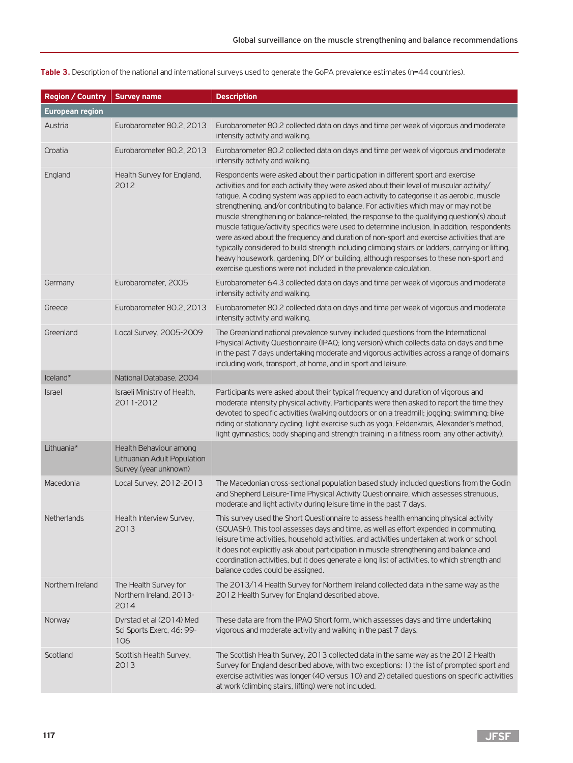**Table 3.** Description of the national and international surveys used to generate the GoPA prevalence estimates (n=44 countries).

| Region / Country | Survey name | Description |
|---|---|---|
| **European region** | | |
| Austria | Eurobarometer 80.2, 2013 | Eurobarometer 80.2 collected data on days and time per week of vigorous and moderate intensity activity and walking. |
| Croatia | Eurobarometer 80.2, 2013 | Eurobarometer 80.2 collected data on days and time per week of vigorous and moderate intensity activity and walking. |
| England | Health Survey for England, 2012 | Respondents were asked about their participation in different sport and exercise activities and for each activity they were asked about their level of muscular activity/fatigue. A coding system was applied to each activity to categorise it as aerobic, muscle strengthening, and/or contributing to balance. For activities which may or may not be muscle strengthening or balance-related, the response to the qualifying question(s) about muscle fatigue/activity specifics were used to determine inclusion. In addition, respondents were asked about the frequency and duration of non-sport and exercise activities that are typically considered to build strength including climbing stairs or ladders, carrying or lifting, heavy housework, gardening, DIY or building, although responses to these non-sport and exercise questions were not included in the prevalence calculation. |
| Germany | Eurobarometer, 2005 | Eurobarometer 64.3 collected data on days and time per week of vigorous and moderate intensity activity and walking. |
| Greece | Eurobarometer 80.2, 2013 | Eurobarometer 80.2 collected data on days and time per week of vigorous and moderate intensity activity and walking. |
| Greenland | Local Survey, 2005-2009 | The Greenland national prevalence survey included questions from the International Physical Activity Questionnaire (IPAQ; long version) which collects data on days and time in the past 7 days undertaking moderate and vigorous activities across a range of domains including work, transport, at home, and in sport and leisure. |
| Iceland* | National Database, 2004 | |
| Israel | Israeli Ministry of Health, 2011-2012 | Participants were asked about their typical frequency and duration of vigorous and moderate intensity physical activity. Participants were then asked to report the time they devoted to specific activities (walking outdoors or on a treadmill; jogging; swimming; bike riding or stationary cycling; light exercise such as yoga, Feldenkrais, Alexander's method, light gymnastics; body shaping and strength training in a fitness room; any other activity). |
| Lithuania* | Health Behaviour among Lithuanian Adult Population Survey (year unknown) | |
| Macedonia | Local Survey, 2012-2013 | The Macedonian cross-sectional population based study included questions from the Godin and Shepherd Leisure-Time Physical Activity Questionnaire, which assesses strenuous, moderate and light activity during leisure time in the past 7 days. |
| Netherlands | Health Interview Survey, 2013 | This survey used the Short Questionnaire to assess health enhancing physical activity (SQUASH). This tool assesses days and time, as well as effort expended in commuting, leisure time activities, household activities, and activities undertaken at work or school. It does not explicitly ask about participation in muscle strengthening and balance and coordination activities, but it does generate a long list of activities, to which strength and balance codes could be assigned. |
| Northern Ireland | The Health Survey for Northern Ireland, 2013-2014 | The 2013/14 Health Survey for Northern Ireland collected data in the same way as the 2012 Health Survey for England described above. |
| Norway | Dyrstad et al (2014) Med Sci Sports Exerc, 46: 99-106 | These data are from the IPAQ Short form, which assesses days and time undertaking vigorous and moderate activity and walking in the past 7 days. |
| Scotland | Scottish Health Survey, 2013 | The Scottish Health Survey, 2013 collected data in the same way as the 2012 Health Survey for England described above, with two exceptions: 1) the list of prompted sport and exercise activities was longer (40 versus 10) and 2) detailed questions on specific activities at work (climbing stairs, lifting) were not included. |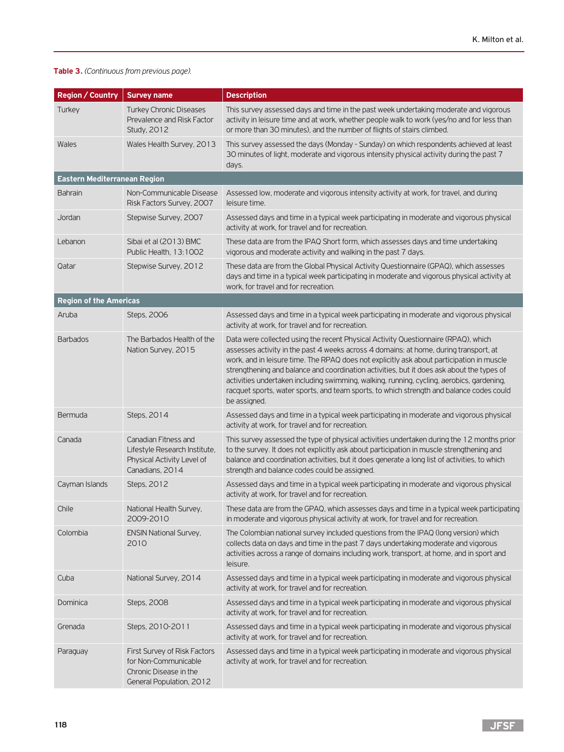**Table 3.** *(Continuous from previous page).*

| Region / Country | Survey name | Description |
|---|---|---|
| Turkey | Turkey Chronic Diseases Prevalence and Risk Factor Study, 2012 | This survey assessed days and time in the past week undertaking moderate and vigorous activity in leisure time and at work, whether people walk to work (yes/no and for less than or more than 30 minutes), and the number of flights of stairs climbed. |
| Wales | Wales Health Survey, 2013 | This survey assessed the days (Monday - Sunday) on which respondents achieved at least 30 minutes of light, moderate and vigorous intensity physical activity during the past 7 days. |
| **Eastern Mediterranean Region** | | |
| Bahrain | Non-Communicable Disease Risk Factors Survey, 2007 | Assessed low, moderate and vigorous intensity activity at work, for travel, and during leisure time. |
| Jordan | Stepwise Survey, 2007 | Assessed days and time in a typical week participating in moderate and vigorous physical activity at work, for travel and for recreation. |
| Lebanon | Sibai et al (2013) BMC Public Health, 13:1002 | These data are from the IPAQ Short form, which assesses days and time undertaking vigorous and moderate activity and walking in the past 7 days. |
| Qatar | Stepwise Survey, 2012 | These data are from the Global Physical Activity Questionnaire (GPAQ), which assesses days and time in a typical week participating in moderate and vigorous physical activity at work, for travel and for recreation. |
| **Region of the Americas** | | |
| Aruba | Steps, 2006 | Assessed days and time in a typical week participating in moderate and vigorous physical activity at work, for travel and for recreation. |
| Barbados | The Barbados Health of the Nation Survey, 2015 | Data were collected using the recent Physical Activity Questionnaire (RPAQ), which assesses activity in the past 4 weeks across 4 domains: at home, during transport, at work, and in leisure time. The RPAQ does not explicitly ask about participation in muscle strengthening and balance and coordination activities, but it does ask about the types of activities undertaken including swimming, walking, running, cycling, aerobics, gardening, racquet sports, water sports, and team sports, to which strength and balance codes could be assigned. |
| Bermuda | Steps, 2014 | Assessed days and time in a typical week participating in moderate and vigorous physical activity at work, for travel and for recreation. |
| Canada | Canadian Fitness and Lifestyle Research Institute, Physical Activity Level of Canadians, 2014 | This survey assessed the type of physical activities undertaken during the 12 months prior to the survey. It does not explicitly ask about participation in muscle strengthening and balance and coordination activities, but it does generate a long list of activities, to which strength and balance codes could be assigned. |
| Cayman Islands | Steps, 2012 | Assessed days and time in a typical week participating in moderate and vigorous physical activity at work, for travel and for recreation. |
| Chile | National Health Survey, 2009-2010 | These data are from the GPAQ, which assesses days and time in a typical week participating in moderate and vigorous physical activity at work, for travel and for recreation. |
| Colombia | ENSIN National Survey, 2010 | The Colombian national survey included questions from the IPAQ (long version) which collects data on days and time in the past 7 days undertaking moderate and vigorous activities across a range of domains including work, transport, at home, and in sport and leisure. |
| Cuba | National Survey, 2014 | Assessed days and time in a typical week participating in moderate and vigorous physical activity at work, for travel and for recreation. |
| Dominica | Steps, 2008 | Assessed days and time in a typical week participating in moderate and vigorous physical activity at work, for travel and for recreation. |
| Grenada | Steps, 2010-2011 | Assessed days and time in a typical week participating in moderate and vigorous physical activity at work, for travel and for recreation. |
| Paraguay | First Survey of Risk Factors for Non-Communicable Chronic Disease in the General Population, 2012 | Assessed days and time in a typical week participating in moderate and vigorous physical activity at work, for travel and for recreation. |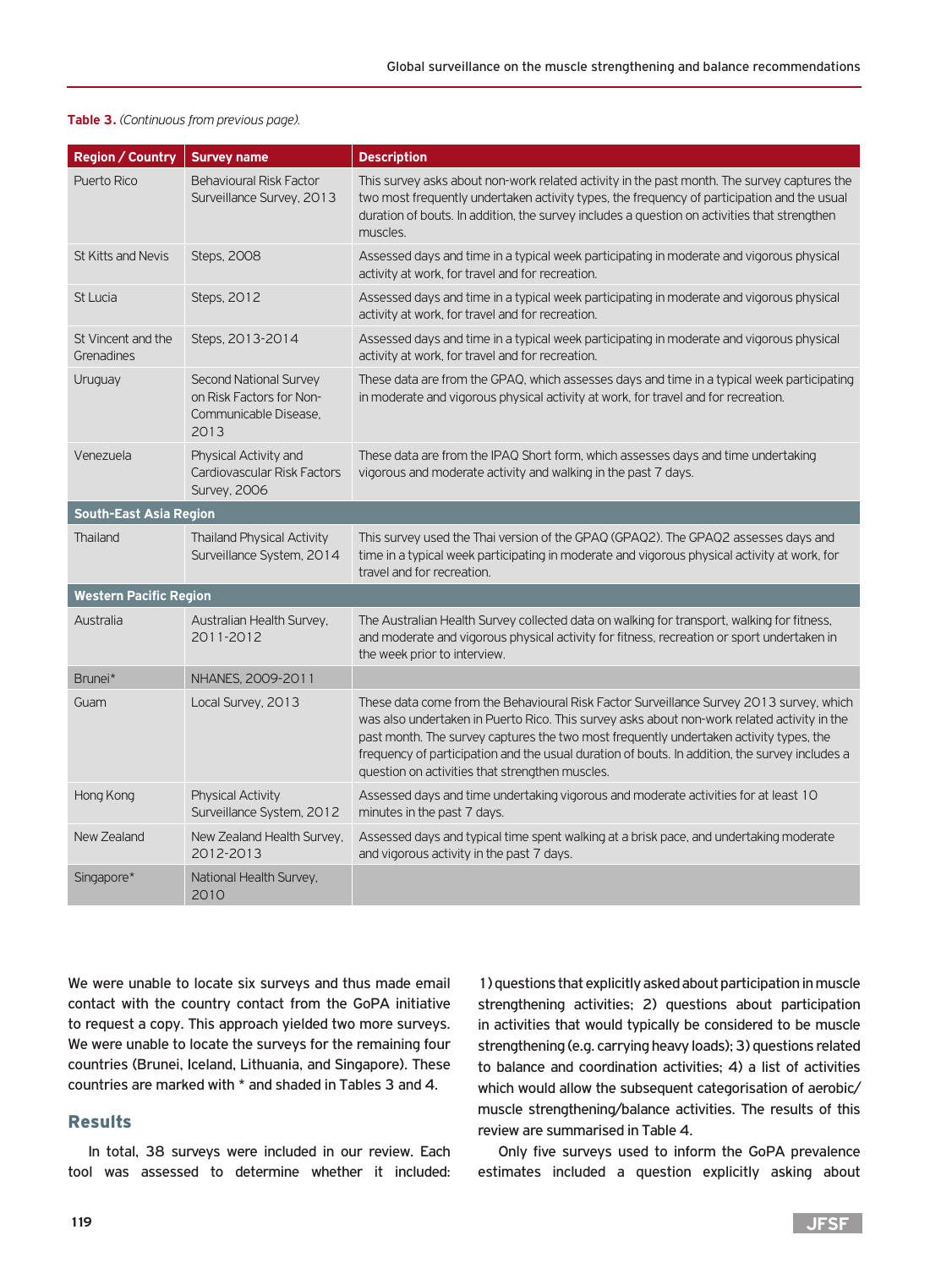**Table 3.** *(Continuous from previous page).*

| Region / Country | Survey name | Description |
|---|---|---|
| Puerto Rico | Behavioural Risk Factor Surveillance Survey, 2013 | This survey asks about non-work related activity in the past month. The survey captures the two most frequently undertaken activity types, the frequency of participation and the usual duration of bouts. In addition, the survey includes a question on activities that strengthen muscles. |
| St Kitts and Nevis | Steps, 2008 | Assessed days and time in a typical week participating in moderate and vigorous physical activity at work, for travel and for recreation. |
| St Lucia | Steps, 2012 | Assessed days and time in a typical week participating in moderate and vigorous physical activity at work, for travel and for recreation. |
| St Vincent and the Grenadines | Steps, 2013-2014 | Assessed days and time in a typical week participating in moderate and vigorous physical activity at work, for travel and for recreation. |
| Uruguay | Second National Survey on Risk Factors for Non-Communicable Disease, 2013 | These data are from the GPAQ, which assesses days and time in a typical week participating in moderate and vigorous physical activity at work, for travel and for recreation. |
| Venezuela | Physical Activity and Cardiovascular Risk Factors Survey, 2006 | These data are from the IPAQ Short form, which assesses days and time undertaking vigorous and moderate activity and walking in the past 7 days. |
| **South-East Asia Region** | | |
| Thailand | Thailand Physical Activity Surveillance System, 2014 | This survey used the Thai version of the GPAQ (GPAQ2). The GPAQ2 assesses days and time in a typical week participating in moderate and vigorous physical activity at work, for travel and for recreation. |
| **Western Pacific Region** | | |
| Australia | Australian Health Survey, 2011-2012 | The Australian Health Survey collected data on walking for transport, walking for fitness, and moderate and vigorous physical activity for fitness, recreation or sport undertaken in the week prior to interview. |
| Brunei* | NHANES, 2009-2011 | |
| Guam | Local Survey, 2013 | These data come from the Behavioural Risk Factor Surveillance Survey 2013 survey, which was also undertaken in Puerto Rico. This survey asks about non-work related activity in the past month. The survey captures the two most frequently undertaken activity types, the frequency of participation and the usual duration of bouts. In addition, the survey includes a question on activities that strengthen muscles. |
| Hong Kong | Physical Activity Surveillance System, 2012 | Assessed days and time undertaking vigorous and moderate activities for at least 10 minutes in the past 7 days. |
| New Zealand | New Zealand Health Survey, 2012-2013 | Assessed days and typical time spent walking at a brisk pace, and undertaking moderate and vigorous activity in the past 7 days. |
| Singapore* | National Health Survey, 2010 | |

We were unable to locate six surveys and thus made email contact with the country contact from the GoPA initiative to request a copy. This approach yielded two more surveys. We were unable to locate the surveys for the remaining four countries (Brunei, Iceland, Lithuania, and Singapore). These countries are marked with * and shaded in Tables 3 and 4.

## Results

In total, 38 surveys were included in our review. Each tool was assessed to determine whether it included: 1) questions that explicitly asked about participation in muscle strengthening activities; 2) questions about participation in activities that would typically be considered to be muscle strengthening (e.g. carrying heavy loads); 3) questions related to balance and coordination activities; 4) a list of activities which would allow the subsequent categorisation of aerobic/muscle strengthening/balance activities. The results of this review are summarised in Table 4.

Only five surveys used to inform the GoPA prevalence estimates included a question explicitly asking about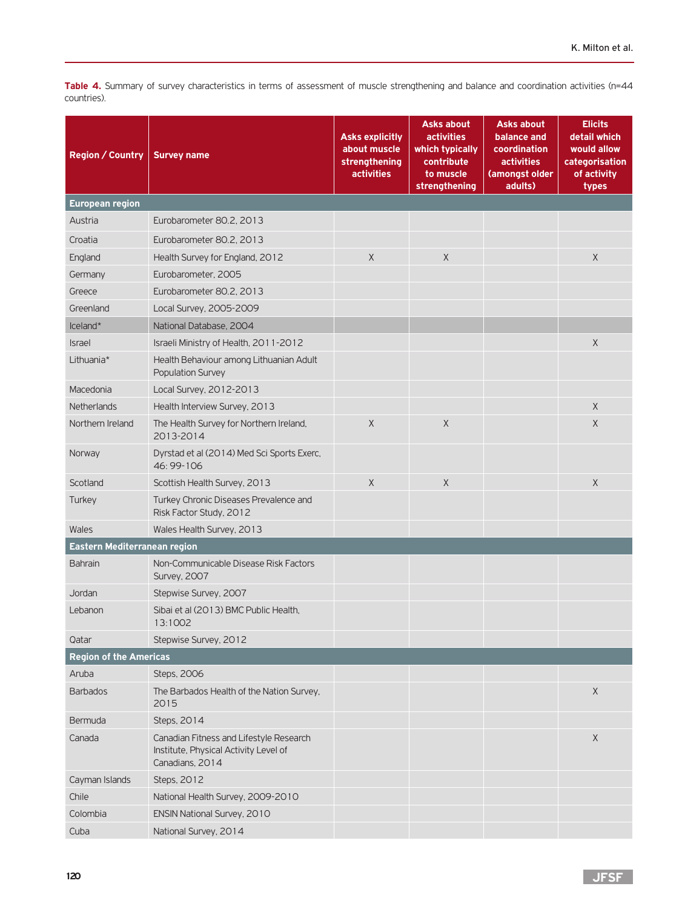**Table 4.** Summary of survey characteristics in terms of assessment of muscle strengthening and balance and coordination activities (n=44 countries).

| Region / Country | Survey name | Asks explicitly about muscle strengthening activities | Asks about activities which typically contribute to muscle strengthening | Asks about balance and coordination activities (amongst older adults) | Elicits detail which would allow categorisation of activity types |
|---|---|---|---|---|---|
| **European region** | | | | | |
| Austria | Eurobarometer 80.2, 2013 | | | | |
| Croatia | Eurobarometer 80.2, 2013 | | | | |
| England | Health Survey for England, 2012 | X | X | | X |
| Germany | Eurobarometer, 2005 | | | | |
| Greece | Eurobarometer 80.2, 2013 | | | | |
| Greenland | Local Survey, 2005-2009 | | | | |
| Iceland* | National Database, 2004 | | | | |
| Israel | Israeli Ministry of Health, 2011-2012 | | | | X |
| Lithuania* | Health Behaviour among Lithuanian Adult Population Survey | | | | |
| Macedonia | Local Survey, 2012-2013 | | | | |
| Netherlands | Health Interview Survey, 2013 | | | | X |
| Northern Ireland | The Health Survey for Northern Ireland, 2013-2014 | X | X | | X |
| Norway | Dyrstad et al (2014) Med Sci Sports Exerc, 46: 99-106 | | | | |
| Scotland | Scottish Health Survey, 2013 | X | X | | X |
| Turkey | Turkey Chronic Diseases Prevalence and Risk Factor Study, 2012 | | | | |
| Wales | Wales Health Survey, 2013 | | | | |
| **Eastern Mediterranean region** | | | | | |
| Bahrain | Non-Communicable Disease Risk Factors Survey, 2007 | | | | |
| Jordan | Stepwise Survey, 2007 | | | | |
| Lebanon | Sibai et al (2013) BMC Public Health, 13:1002 | | | | |
| Qatar | Stepwise Survey, 2012 | | | | |
| **Region of the Americas** | | | | | |
| Aruba | Steps, 2006 | | | | |
| Barbados | The Barbados Health of the Nation Survey, 2015 | | | | X |
| Bermuda | Steps, 2014 | | | | |
| Canada | Canadian Fitness and Lifestyle Research Institute, Physical Activity Level of Canadians, 2014 | | | | X |
| Cayman Islands | Steps, 2012 | | | | |
| Chile | National Health Survey, 2009-2010 | | | | |
| Colombia | ENSIN National Survey, 2010 | | | | |
| Cuba | National Survey, 2014 | | | | |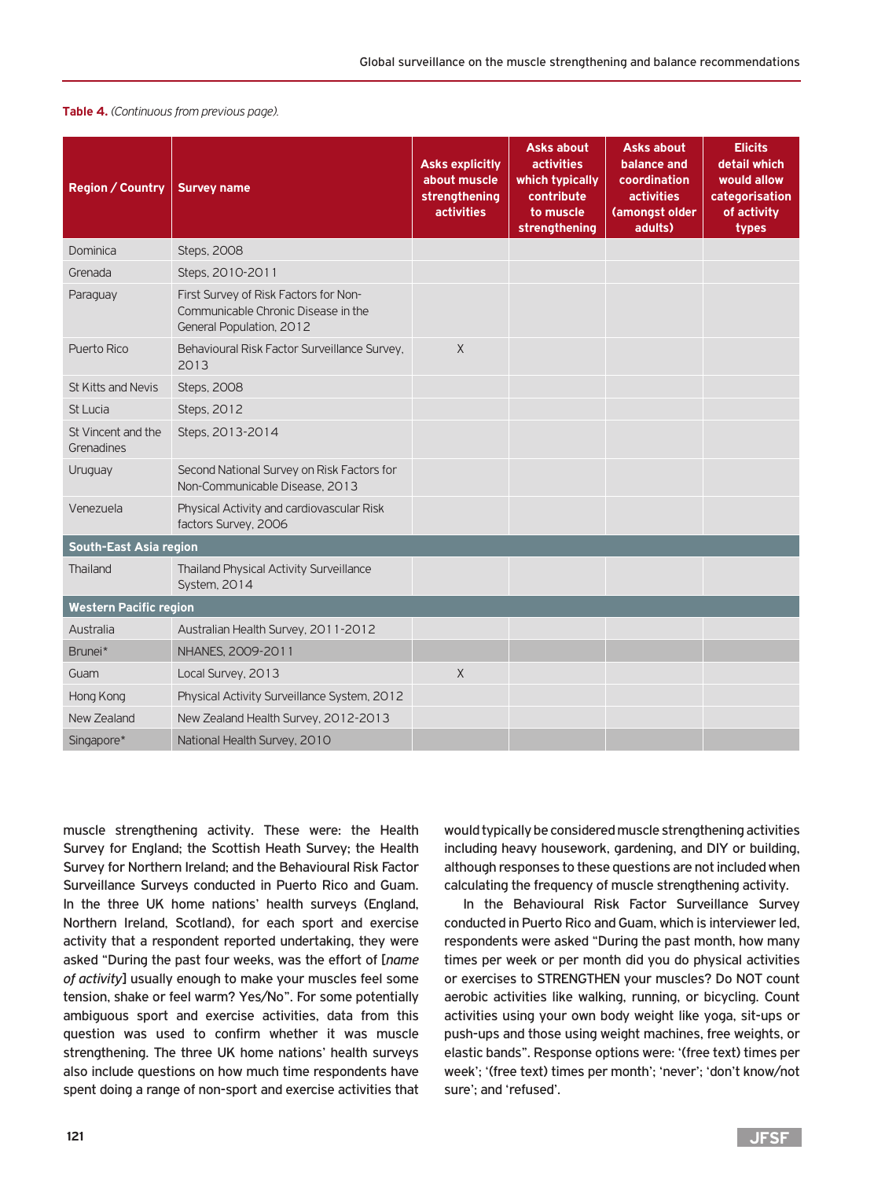**Table 4.** *(Continuous from previous page).*

| Region / Country | Survey name | Asks explicitly about muscle strengthening activities | Asks about activities which typically contribute to muscle strengthening | Asks about balance and coordination activities (amongst older adults) | Elicits detail which would allow categorisation of activity types |
|---|---|---|---|---|---|
| Dominica | Steps, 2008 | | | | |
| Grenada | Steps, 2010-2011 | | | | |
| Paraguay | First Survey of Risk Factors for Non-Communicable Chronic Disease in the General Population, 2012 | | | | |
| Puerto Rico | Behavioural Risk Factor Surveillance Survey, 2013 | X | | | |
| St Kitts and Nevis | Steps, 2008 | | | | |
| St Lucia | Steps, 2012 | | | | |
| St Vincent and the Grenadines | Steps, 2013-2014 | | | | |
| Uruguay | Second National Survey on Risk Factors for Non-Communicable Disease, 2013 | | | | |
| Venezuela | Physical Activity and cardiovascular Risk factors Survey, 2006 | | | | |
| **South-East Asia region** | | | | | |
| Thailand | Thailand Physical Activity Surveillance System, 2014 | | | | |
| **Western Pacific region** | | | | | |
| Australia | Australian Health Survey, 2011-2012 | | | | |
| Brunei* | NHANES, 2009-2011 | | | | |
| Guam | Local Survey, 2013 | X | | | |
| Hong Kong | Physical Activity Surveillance System, 2012 | | | | |
| New Zealand | New Zealand Health Survey, 2012-2013 | | | | |
| Singapore* | National Health Survey, 2010 | | | | |

muscle strengthening activity. These were: the Health Survey for England; the Scottish Heath Survey; the Health Survey for Northern Ireland; and the Behavioural Risk Factor Surveillance Surveys conducted in Puerto Rico and Guam. In the three UK home nations' health surveys (England, Northern Ireland, Scotland), for each sport and exercise activity that a respondent reported undertaking, they were asked "During the past four weeks, was the effort of [*name of activity*] usually enough to make your muscles feel some tension, shake or feel warm? Yes/No". For some potentially ambiguous sport and exercise activities, data from this question was used to confirm whether it was muscle strengthening. The three UK home nations' health surveys also include questions on how much time respondents have spent doing a range of non-sport and exercise activities that would typically be considered muscle strengthening activities including heavy housework, gardening, and DIY or building, although responses to these questions are not included when calculating the frequency of muscle strengthening activity.

In the Behavioural Risk Factor Surveillance Survey conducted in Puerto Rico and Guam, which is interviewer led, respondents were asked "During the past month, how many times per week or per month did you do physical activities or exercises to STRENGTHEN your muscles? Do NOT count aerobic activities like walking, running, or bicycling. Count activities using your own body weight like yoga, sit-ups or push-ups and those using weight machines, free weights, or elastic bands". Response options were: '(free text) times per week'; '(free text) times per month'; 'never'; 'don't know/not sure'; and 'refused'.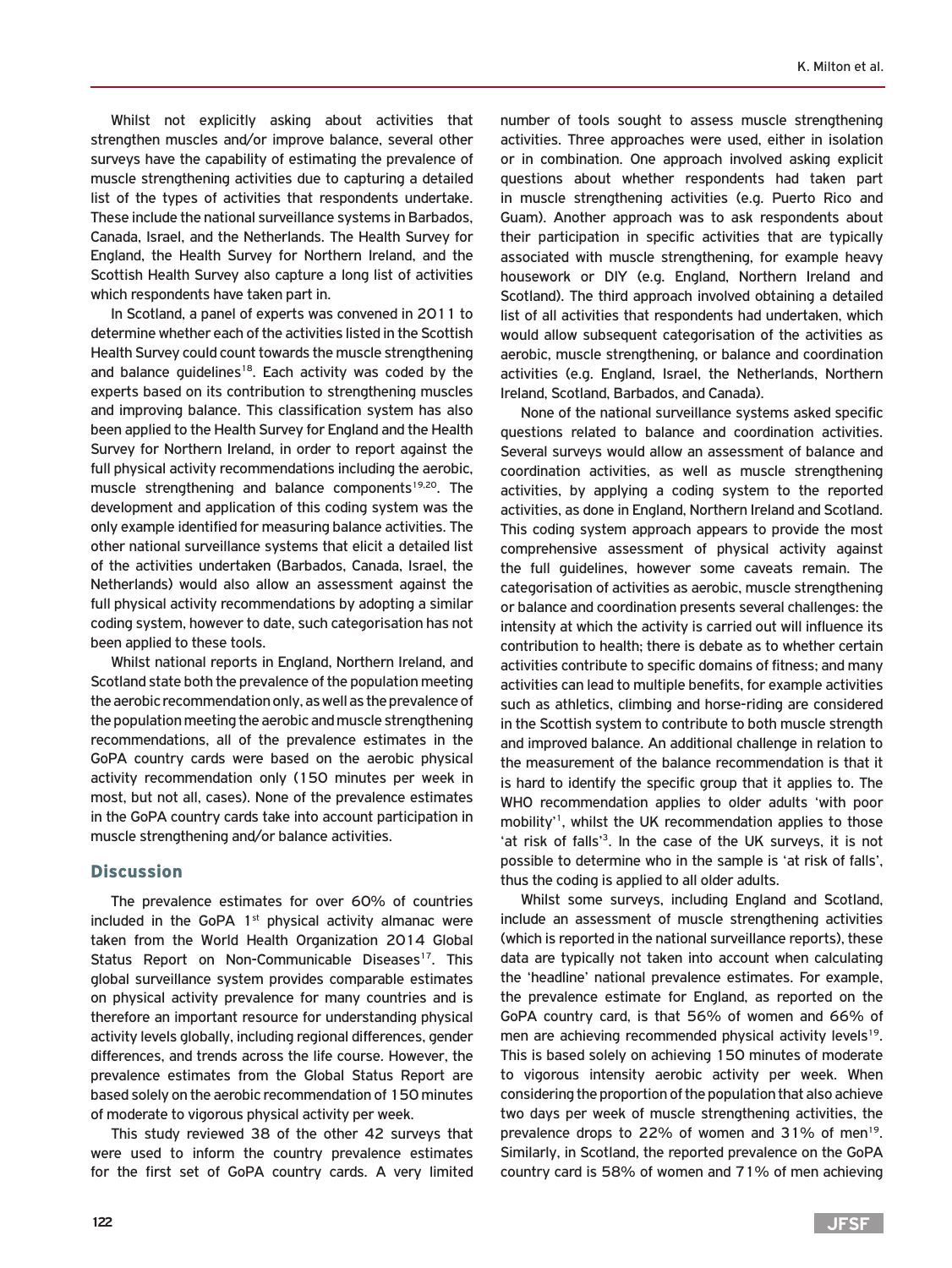Whilst not explicitly asking about activities that strengthen muscles and/or improve balance, several other surveys have the capability of estimating the prevalence of muscle strengthening activities due to capturing a detailed list of the types of activities that respondents undertake. These include the national surveillance systems in Barbados, Canada, Israel, and the Netherlands. The Health Survey for England, the Health Survey for Northern Ireland, and the Scottish Health Survey also capture a long list of activities which respondents have taken part in.

In Scotland, a panel of experts was convened in 2011 to determine whether each of the activities listed in the Scottish Health Survey could count towards the muscle strengthening and balance guidelines[18]. Each activity was coded by the experts based on its contribution to strengthening muscles and improving balance. This classification system has also been applied to the Health Survey for England and the Health Survey for Northern Ireland, in order to report against the full physical activity recommendations including the aerobic, muscle strengthening and balance components[19,20]. The development and application of this coding system was the only example identified for measuring balance activities. The other national surveillance systems that elicit a detailed list of the activities undertaken (Barbados, Canada, Israel, the Netherlands) would also allow an assessment against the full physical activity recommendations by adopting a similar coding system, however to date, such categorisation has not been applied to these tools.

Whilst national reports in England, Northern Ireland, and Scotland state both the prevalence of the population meeting the aerobic recommendation only, as well as the prevalence of the population meeting the aerobic and muscle strengthening recommendations, all of the prevalence estimates in the GoPA country cards were based on the aerobic physical activity recommendation only (150 minutes per week in most, but not all, cases). None of the prevalence estimates in the GoPA country cards take into account participation in muscle strengthening and/or balance activities.

## Discussion

The prevalence estimates for over 60% of countries included in the GoPA 1st physical activity almanac were taken from the World Health Organization 2014 Global Status Report on Non-Communicable Diseases[17]. This global surveillance system provides comparable estimates on physical activity prevalence for many countries and is therefore an important resource for understanding physical activity levels globally, including regional differences, gender differences, and trends across the life course. However, the prevalence estimates from the Global Status Report are based solely on the aerobic recommendation of 150 minutes of moderate to vigorous physical activity per week.

This study reviewed 38 of the other 42 surveys that were used to inform the country prevalence estimates for the first set of GoPA country cards. A very limited number of tools sought to assess muscle strengthening activities. Three approaches were used, either in isolation or in combination. One approach involved asking explicit questions about whether respondents had taken part in muscle strengthening activities (e.g. Puerto Rico and Guam). Another approach was to ask respondents about their participation in specific activities that are typically associated with muscle strengthening, for example heavy housework or DIY (e.g. England, Northern Ireland and Scotland). The third approach involved obtaining a detailed list of all activities that respondents had undertaken, which would allow subsequent categorisation of the activities as aerobic, muscle strengthening, or balance and coordination activities (e.g. England, Israel, the Netherlands, Northern Ireland, Scotland, Barbados, and Canada).

None of the national surveillance systems asked specific questions related to balance and coordination activities. Several surveys would allow an assessment of balance and coordination activities, as well as muscle strengthening activities, by applying a coding system to the reported activities, as done in England, Northern Ireland and Scotland. This coding system approach appears to provide the most comprehensive assessment of physical activity against the full guidelines, however some caveats remain. The categorisation of activities as aerobic, muscle strengthening or balance and coordination presents several challenges: the intensity at which the activity is carried out will influence its contribution to health; there is debate as to whether certain activities contribute to specific domains of fitness; and many activities can lead to multiple benefits, for example activities such as athletics, climbing and horse-riding are considered in the Scottish system to contribute to both muscle strength and improved balance. An additional challenge in relation to the measurement of the balance recommendation is that it is hard to identify the specific group that it applies to. The WHO recommendation applies to older adults 'with poor mobility'[1], whilst the UK recommendation applies to those 'at risk of falls'[3]. In the case of the UK surveys, it is not possible to determine who in the sample is 'at risk of falls', thus the coding is applied to all older adults.

Whilst some surveys, including England and Scotland, include an assessment of muscle strengthening activities (which is reported in the national surveillance reports), these data are typically not taken into account when calculating the 'headline' national prevalence estimates. For example, the prevalence estimate for England, as reported on the GoPA country card, is that 56% of women and 66% of men are achieving recommended physical activity levels[19]. This is based solely on achieving 150 minutes of moderate to vigorous intensity aerobic activity per week. When considering the proportion of the population that also achieve two days per week of muscle strengthening activities, the prevalence drops to 22% of women and 31% of men[19]. Similarly, in Scotland, the reported prevalence on the GoPA country card is 58% of women and 71% of men achieving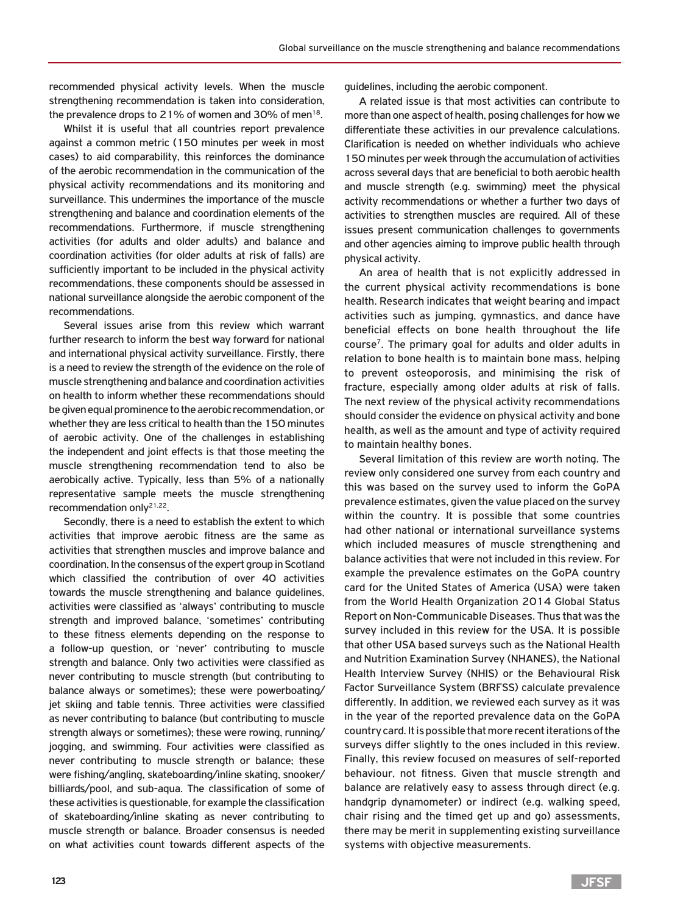recommended physical activity levels. When the muscle strengthening recommendation is taken into consideration, the prevalence drops to 21% of women and 30% of men[18].

Whilst it is useful that all countries report prevalence against a common metric (150 minutes per week in most cases) to aid comparability, this reinforces the dominance of the aerobic recommendation in the communication of the physical activity recommendations and its monitoring and surveillance. This undermines the importance of the muscle strengthening and balance and coordination elements of the recommendations. Furthermore, if muscle strengthening activities (for adults and older adults) and balance and coordination activities (for older adults at risk of falls) are sufficiently important to be included in the physical activity recommendations, these components should be assessed in national surveillance alongside the aerobic component of the recommendations.

Several issues arise from this review which warrant further research to inform the best way forward for national and international physical activity surveillance. Firstly, there is a need to review the strength of the evidence on the role of muscle strengthening and balance and coordination activities on health to inform whether these recommendations should be given equal prominence to the aerobic recommendation, or whether they are less critical to health than the 150 minutes of aerobic activity. One of the challenges in establishing the independent and joint effects is that those meeting the muscle strengthening recommendation tend to also be aerobically active. Typically, less than 5% of a nationally representative sample meets the muscle strengthening recommendation only[21,22].

Secondly, there is a need to establish the extent to which activities that improve aerobic fitness are the same as activities that strengthen muscles and improve balance and coordination. In the consensus of the expert group in Scotland which classified the contribution of over 40 activities towards the muscle strengthening and balance guidelines, activities were classified as 'always' contributing to muscle strength and improved balance, 'sometimes' contributing to these fitness elements depending on the response to a follow-up question, or 'never' contributing to muscle strength and balance. Only two activities were classified as never contributing to muscle strength (but contributing to balance always or sometimes); these were powerboating/jet skiing and table tennis. Three activities were classified as never contributing to balance (but contributing to muscle strength always or sometimes); these were rowing, running/jogging, and swimming. Four activities were classified as never contributing to muscle strength or balance; these were fishing/angling, skateboarding/inline skating, snooker/billiards/pool, and sub-aqua. The classification of some of these activities is questionable, for example the classification of skateboarding/inline skating as never contributing to muscle strength or balance. Broader consensus is needed on what activities count towards different aspects of the guidelines, including the aerobic component.

A related issue is that most activities can contribute to more than one aspect of health, posing challenges for how we differentiate these activities in our prevalence calculations. Clarification is needed on whether individuals who achieve 150 minutes per week through the accumulation of activities across several days that are beneficial to both aerobic health and muscle strength (e.g. swimming) meet the physical activity recommendations or whether a further two days of activities to strengthen muscles are required. All of these issues present communication challenges to governments and other agencies aiming to improve public health through physical activity.

An area of health that is not explicitly addressed in the current physical activity recommendations is bone health. Research indicates that weight bearing and impact activities such as jumping, gymnastics, and dance have beneficial effects on bone health throughout the life course[7]. The primary goal for adults and older adults in relation to bone health is to maintain bone mass, helping to prevent osteoporosis, and minimising the risk of fracture, especially among older adults at risk of falls. The next review of the physical activity recommendations should consider the evidence on physical activity and bone health, as well as the amount and type of activity required to maintain healthy bones.

Several limitation of this review are worth noting. The review only considered one survey from each country and this was based on the survey used to inform the GoPA prevalence estimates, given the value placed on the survey within the country. It is possible that some countries had other national or international surveillance systems which included measures of muscle strengthening and balance activities that were not included in this review. For example the prevalence estimates on the GoPA country card for the United States of America (USA) were taken from the World Health Organization 2014 Global Status Report on Non-Communicable Diseases. Thus that was the survey included in this review for the USA. It is possible that other USA based surveys such as the National Health and Nutrition Examination Survey (NHANES), the National Health Interview Survey (NHIS) or the Behavioural Risk Factor Surveillance System (BRFSS) calculate prevalence differently. In addition, we reviewed each survey as it was in the year of the reported prevalence data on the GoPA country card. It is possible that more recent iterations of the surveys differ slightly to the ones included in this review. Finally, this review focused on measures of self-reported behaviour, not fitness. Given that muscle strength and balance are relatively easy to assess through direct (e.g. handgrip dynamometer) or indirect (e.g. walking speed, chair rising and the timed get up and go) assessments, there may be merit in supplementing existing surveillance systems with objective measurements.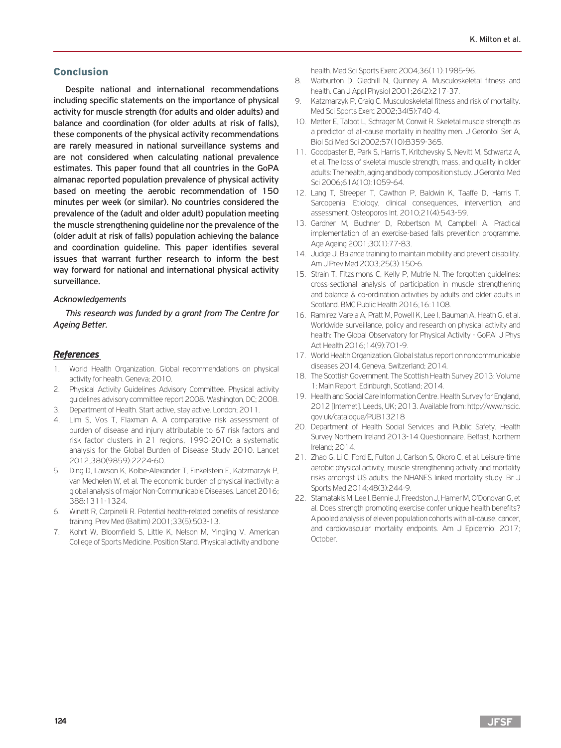## Conclusion

Despite national and international recommendations including specific statements on the importance of physical activity for muscle strength (for adults and older adults) and balance and coordination (for older adults at risk of falls), these components of the physical activity recommendations are rarely measured in national surveillance systems and are not considered when calculating national prevalence estimates. This paper found that all countries in the GoPA almanac reported population prevalence of physical activity based on meeting the aerobic recommendation of 150 minutes per week (or similar). No countries considered the prevalence of the (adult and older adult) population meeting the muscle strengthening guideline nor the prevalence of the (older adult at risk of falls) population achieving the balance and coordination guideline. This paper identifies several issues that warrant further research to inform the best way forward for national and international physical activity surveillance.

*Acknowledgements*

*This research was funded by a grant from The Centre for Ageing Better.*

## References

1. World Health Organization. Global recommendations on physical activity for health. Geneva; 2010.
2. Physical Activity Guidelines Advisory Committee. Physical activity guidelines advisory committee report 2008. Washington, DC; 2008.
3. Department of Health. Start active, stay active. London; 2011.
4. Lim S, Vos T, Flaxman A. A comparative risk assessment of burden of disease and injury attributable to 67 risk factors and risk factor clusters in 21 regions, 1990-2010: a systematic analysis for the Global Burden of Disease Study 2010. Lancet 2012;380(9859):2224-60.
5. Ding D, Lawson K, Kolbe-Alexander T, Finkelstein E, Katzmarzyk P, van Mechelen W, et al. The economic burden of physical inactivity: a global analysis of major Non-Communicable Diseases. Lancet 2016; 388:1311-1324.
6. Winett R, Carpinelli R. Potential health-related benefits of resistance training. Prev Med (Baltim) 2001;33(5):503-13.
7. Kohrt W, Bloomfield S, Little K, Nelson M, Yingling V. American College of Sports Medicine. Position Stand. Physical activity and bone health. Med Sci Sports Exerc 2004;36(11):1985-96.
8. Warburton D, Gledhill N, Quinney A. Musculoskeletal fitness and health. Can J Appl Physiol 2001;26(2):217-37.
9. Katzmarzyk P, Craig C. Musculoskeletal fitness and risk of mortality. Med Sci Sports Exerc 2002;34(5):740-4.
10. Metter E, Talbot L, Schrager M, Conwit R. Skeletal muscle strength as a predictor of all-cause mortality in healthy men. J Gerontol Ser A, Biol Sci Med Sci 2002;57(10):B359-365.
11. Goodpaster B, Park S, Harris T, Kritchevsky S, Nevitt M, Schwartz A, et al. The loss of skeletal muscle strength, mass, and quality in older adults: The health, aging and body composition study. J Gerontol Med Sci 2006;61A(10):1059-64.
12. Lang T, Streeper T, Cawthon P, Baldwin K, Taaffe D, Harris T. Sarcopenia: Etiology, clinical consequences, intervention, and assessment. Osteoporos Int. 2010;21(4):543-59.
13. Gardner M, Buchner D, Robertson M, Campbell A. Practical implementation of an exercise-based falls prevention programme. Age Ageing 2001;30(1):77-83.
14. Judge J. Balance training to maintain mobility and prevent disability. Am J Prev Med 2003;25(3):150-6.
15. Strain T, Fitzsimons C, Kelly P, Mutrie N. The forgotten guidelines: cross-sectional analysis of participation in muscle strengthening and balance & co-ordination activities by adults and older adults in Scotland. BMC Public Health 2016;16:1108.
16. Ramirez Varela A, Pratt M, Powell K, Lee I, Bauman A, Heath G, et al. Worldwide surveillance, policy and research on physical activity and health: The Global Observatory for Physical Activity - GoPA! J Phys Act Health 2016;14(9):701-9.
17. World Health Organization. Global status report on noncommunicable diseases 2014. Geneva, Switzerland; 2014.
18. The Scottish Government. The Scottish Health Survey 2013: Volume 1: Main Report. Edinburgh, Scotland; 2014.
19. Health and Social Care Information Centre. Health Survey for England, 2012 [Internet]. Leeds, UK; 2013. Available from: http://www.hscic.gov.uk/catalogue/PUB13218
20. Department of Health Social Services and Public Safety. Health Survey Northern Ireland 2013-14 Questionnaire. Belfast, Northern Ireland; 2014.
21. Zhao G, Li C, Ford E, Fulton J, Carlson S, Okoro C, et al. Leisure-time aerobic physical activity, muscle strengthening activity and mortality risks amongst US adults: the NHANES linked mortality study. Br J Sports Med 2014;48(3):244-9.
22. Stamatakis M, Lee I, Bennie J, Freedston J, Hamer M, O'Donovan G, et al. Does strength promoting exercise confer unique health benefits? A pooled analysis of eleven population cohorts with all-cause, cancer, and cardiovascular mortality endpoints. Am J Epidemiol 2017; October.